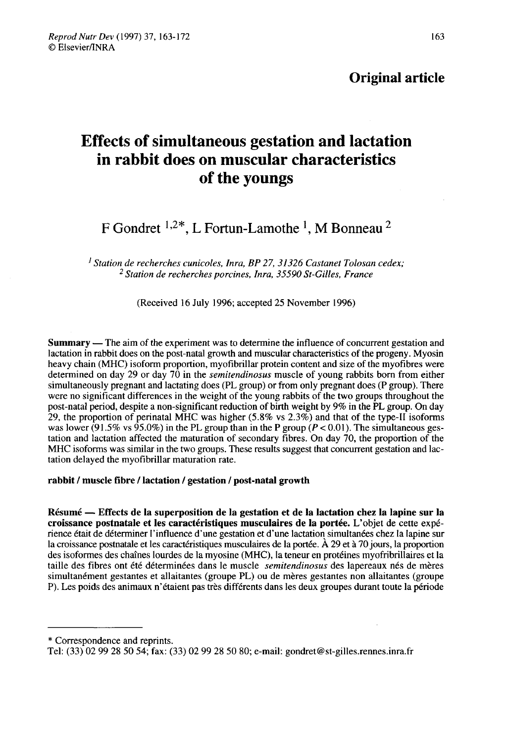Original article

# Effects of simultaneous gestation and lactation in rabbit does on muscular characteristics of the youngs

F Gondret [1,2*], L Fortun-Lamothe [1], M Bonneau [2]

[1] *Station de recherches cunicoles, Inra, BP 27, 31326 Castanet Tolosan cedex;*
[2] *Station de recherches porcines, Inra, 35590 St-Gilles, France*

(Received 16 July 1996; accepted 25 November 1996)

**Summary** — The aim of the experiment was to determine the influence of concurrent gestation and lactation in rabbit does on the post-natal growth and muscular characteristics of the progeny. Myosin heavy chain (MHC) isoform proportion, myofibrillar protein content and size of the myofibres were determined on day 29 or day 70 in the *semitendinosus* muscle of young rabbits born from either simultaneously pregnant and lactating does (PL group) or from only pregnant does (P group). There were no significant differences in the weight of the young rabbits of the two groups throughout the post-natal period, despite a non-significant reduction of birth weight by 9% in the PL group. On day 29, the proportion of perinatal MHC was higher (5.8% vs 2.3%) and that of the type-II isoforms was lower (91.5% vs 95.0%) in the PL group than in the P group ($P < 0.01$). The simultaneous gestation and lactation affected the maturation of secondary fibres. On day 70, the proportion of the MHC isoforms was similar in the two groups. These results suggest that concurrent gestation and lactation delayed the myofibrillar maturation rate.

**rabbit / muscle fibre / lactation / gestation / post-natal growth**

**Résumé — Effects de la superposition de la gestation et de la lactation chez la lapine sur la croissance postnatale et les caractéristiques musculaires de la portée.** L'objet de cette expérience était de déterminer l'influence d'une gestation et d'une lactation simultanées chez la lapine sur la croissance postnatale et les caractéristiques musculaires de la portée. À 29 et à 70 jours, la proportion des isoformes des chaînes lourdes de la myosine (MHC), la teneur en protéines myofribrillaires et la taille des fibres ont été déterminées dans le muscle *semitendinosus* des lapereaux nés de mères simultanément gestantes et allaitantes (groupe PL) ou de mères gestantes non allaitantes (groupe P). Les poids des animaux n'étaient pas très différents dans les deux groupes durant toute la période

\* Correspondence and reprints.
Tel: (33) 02 99 28 50 54; fax: (33) 02 99 28 50 80; e-mail: gondret@st-gilles.rennes.inra.fr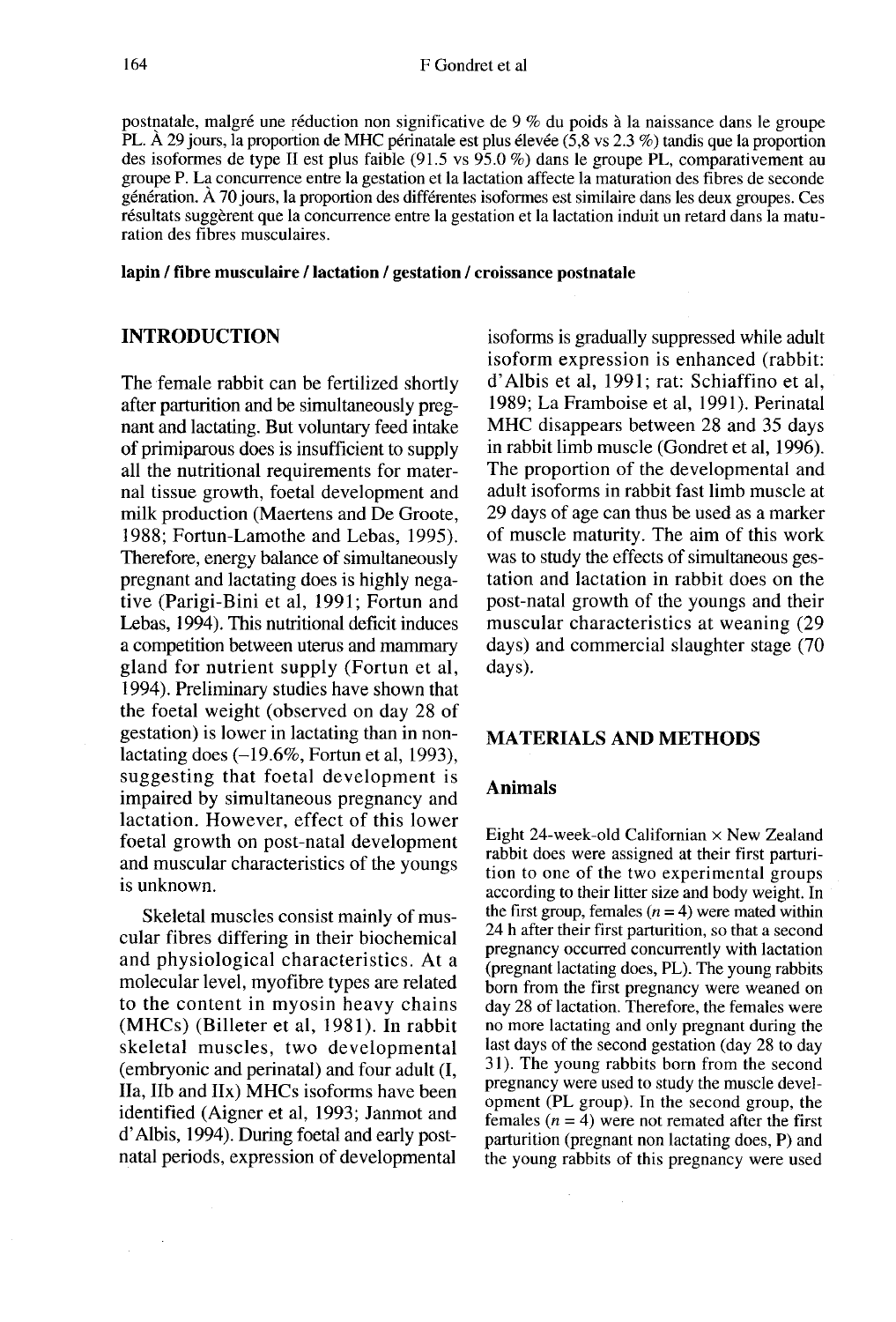postnatale, malgré une réduction non significative de 9 % du poids à la naissance dans le groupe PL. À 29 jours, la proportion de MHC périnatale est plus élevée (5,8 vs 2.3 %) tandis que la proportion des isoformes de type II est plus faible (91.5 vs 95.0 %) dans le groupe PL, comparativement au groupe P. La concurrence entre la gestation et la lactation affecte la maturation des fibres de seconde génération. À 70 jours, la proportion des différentes isoformes est similaire dans les deux groupes. Ces résultats suggèrent que la concurrence entre la gestation et la lactation induit un retard dans la maturation des fibres musculaires.

**lapin / fibre musculaire / lactation / gestation / croissance postnatale**

## INTRODUCTION

The female rabbit can be fertilized shortly after parturition and be simultaneously pregnant and lactating. But voluntary feed intake of primiparous does is insufficient to supply all the nutritional requirements for maternal tissue growth, foetal development and milk production (Maertens and De Groote, 1988; Fortun-Lamothe and Lebas, 1995). Therefore, energy balance of simultaneously pregnant and lactating does is highly negative (Parigi-Bini et al, 1991; Fortun and Lebas, 1994). This nutritional deficit induces a competition between uterus and mammary gland for nutrient supply (Fortun et al, 1994). Preliminary studies have shown that the foetal weight (observed on day 28 of gestation) is lower in lactating than in non-lactating does (−19.6%, Fortun et al, 1993), suggesting that foetal development is impaired by simultaneous pregnancy and lactation. However, effect of this lower foetal growth on post-natal development and muscular characteristics of the youngs is unknown.

Skeletal muscles consist mainly of muscular fibres differing in their biochemical and physiological characteristics. At a molecular level, myofibre types are related to the content in myosin heavy chains (MHCs) (Billeter et al, 1981). In rabbit skeletal muscles, two developmental (embryonic and perinatal) and four adult (I, IIa, IIb and IIx) MHCs isoforms have been identified (Aigner et al, 1993; Janmot and d'Albis, 1994). During foetal and early postnatal periods, expression of developmental isoforms is gradually suppressed while adult isoform expression is enhanced (rabbit: d'Albis et al, 1991; rat: Schiaffino et al, 1989; La Framboise et al, 1991). Perinatal MHC disappears between 28 and 35 days in rabbit limb muscle (Gondret et al, 1996). The proportion of the developmental and adult isoforms in rabbit fast limb muscle at 29 days of age can thus be used as a marker of muscle maturity. The aim of this work was to study the effects of simultaneous gestation and lactation in rabbit does on the post-natal growth of the youngs and their muscular characteristics at weaning (29 days) and commercial slaughter stage (70 days).

## MATERIALS AND METHODS

### Animals

Eight 24-week-old Californian × New Zealand rabbit does were assigned at their first parturition to one of the two experimental groups according to their litter size and body weight. In the first group, females ($n = 4$) were mated within 24 h after their first parturition, so that a second pregnancy occurred concurrently with lactation (pregnant lactating does, PL). The young rabbits born from the first pregnancy were weaned on day 28 of lactation. Therefore, the females were no more lactating and only pregnant during the last days of the second gestation (day 28 to day 31). The young rabbits born from the second pregnancy were used to study the muscle development (PL group). In the second group, the females ($n = 4$) were not remated after the first parturition (pregnant non lactating does, P) and the young rabbits of this pregnancy were used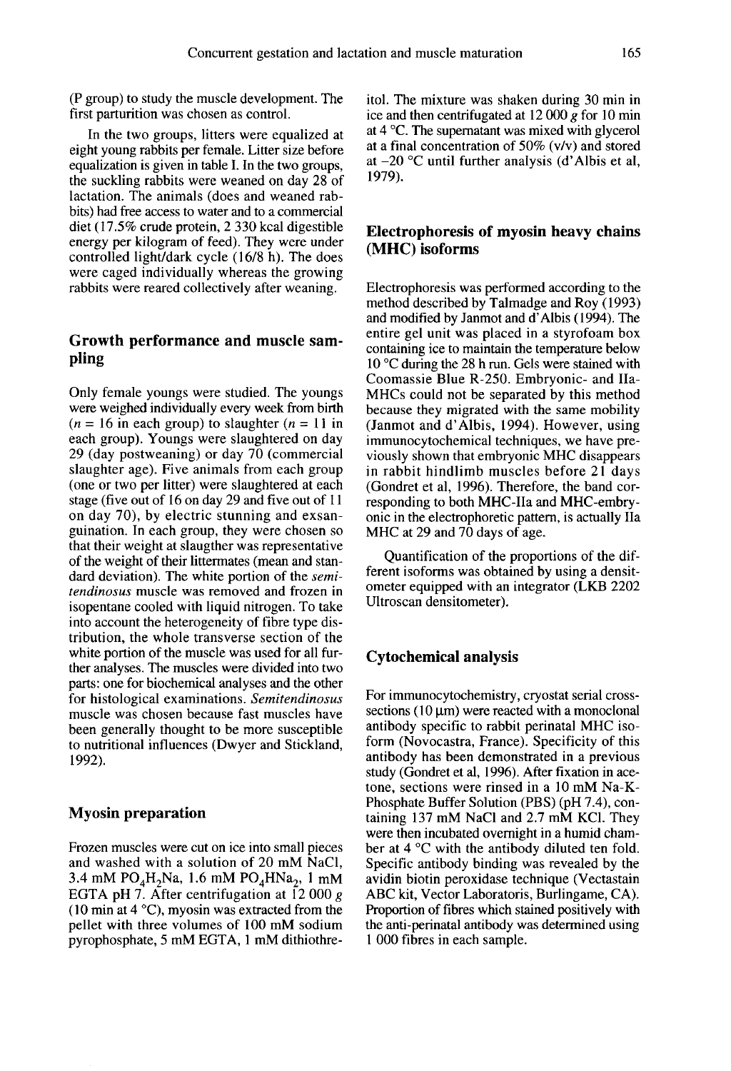(P group) to study the muscle development. The first parturition was chosen as control.

In the two groups, litters were equalized at eight young rabbits per female. Litter size before equalization is given in table I. In the two groups, the suckling rabbits were weaned on day 28 of lactation. The animals (does and weaned rabbits) had free access to water and to a commercial diet (17.5% crude protein, 2 330 kcal digestible energy per kilogram of feed). They were under controlled light/dark cycle (16/8 h). The does were caged individually whereas the growing rabbits were reared collectively after weaning.

## Growth performance and muscle sampling

Only female youngs were studied. The youngs were weighed individually every week from birth ($n = 16$ in each group) to slaughter ($n = 11$ in each group). Youngs were slaughtered on day 29 (day postweaning) or day 70 (commercial slaughter age). Five animals from each group (one or two per litter) were slaughtered at each stage (five out of 16 on day 29 and five out of 11 on day 70), by electric stunning and exsanguination. In each group, they were chosen so that their weight at slaugther was representative of the weight of their littermates (mean and standard deviation). The white portion of the *semitendinosus* muscle was removed and frozen in isopentane cooled with liquid nitrogen. To take into account the heterogeneity of fibre type distribution, the whole transverse section of the white portion of the muscle was used for all further analyses. The muscles were divided into two parts: one for biochemical analyses and the other for histological examinations. *Semitendinosus* muscle was chosen because fast muscles have been generally thought to be more susceptible to nutritional influences (Dwyer and Stickland, 1992).

## Myosin preparation

Frozen muscles were cut on ice into small pieces and washed with a solution of 20 mM NaCl, 3.4 mM $PO_4H_2Na$, 1.6 mM $PO_4HNa_2$, 1 mM EGTA pH 7. After centrifugation at 12 000 *g* (10 min at 4 °C), myosin was extracted from the pellet with three volumes of 100 mM sodium pyrophosphate, 5 mM EGTA, 1 mM dithiothreitol. The mixture was shaken during 30 min in ice and then centrifugated at 12 000 *g* for 10 min at 4 °C. The supernatant was mixed with glycerol at a final concentration of 50% (v/v) and stored at −20 °C until further analysis (d'Albis et al, 1979).

## Electrophoresis of myosin heavy chains (MHC) isoforms

Electrophoresis was performed according to the method described by Talmadge and Roy (1993) and modified by Janmot and d'Albis (1994). The entire gel unit was placed in a styrofoam box containing ice to maintain the temperature below 10 °C during the 28 h run. Gels were stained with Coomassie Blue R-250. Embryonic- and IIa-MHCs could not be separated by this method because they migrated with the same mobility (Janmot and d'Albis, 1994). However, using immunocytochemical techniques, we have previously shown that embryonic MHC disappears in rabbit hindlimb muscles before 21 days (Gondret et al, 1996). Therefore, the band corresponding to both MHC-IIa and MHC-embryonic in the electrophoretic pattern, is actually IIa MHC at 29 and 70 days of age.

Quantification of the proportions of the different isoforms was obtained by using a densitometer equipped with an integrator (LKB 2202 Ultroscan densitometer).

## Cytochemical analysis

For immunocytochemistry, cryostat serial cross-sections (10 μm) were reacted with a monoclonal antibody specific to rabbit perinatal MHC isoform (Novocastra, France). Specificity of this antibody has been demonstrated in a previous study (Gondret et al, 1996). After fixation in acetone, sections were rinsed in a 10 mM Na-K-Phosphate Buffer Solution (PBS) (pH 7.4), containing 137 mM NaCl and 2.7 mM KCl. They were then incubated overnight in a humid chamber at 4 °C with the antibody diluted ten fold. Specific antibody binding was revealed by the avidin biotin peroxidase technique (Vectastain ABC kit, Vector Laboratoris, Burlingame, CA). Proportion of fibres which stained positively with the anti-perinatal antibody was determined using 1 000 fibres in each sample.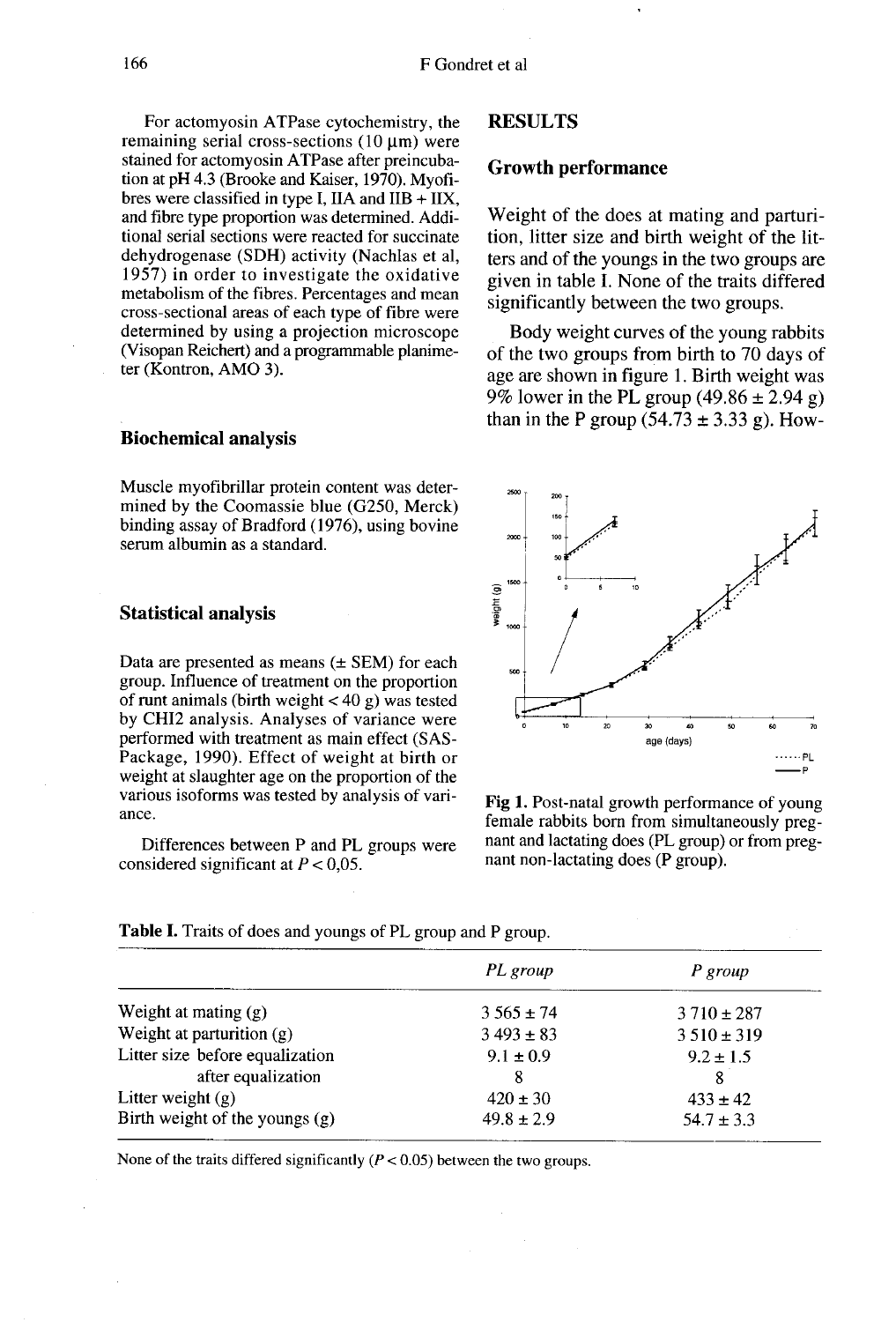For actomyosin ATPase cytochemistry, the remaining serial cross-sections (10 μm) were stained for actomyosin ATPase after preincubation at pH 4.3 (Brooke and Kaiser, 1970). Myofibres were classified in type I, IIA and IIB + IIX, and fibre type proportion was determined. Additional serial sections were reacted for succinate dehydrogenase (SDH) activity (Nachlas et al, 1957) in order to investigate the oxidative metabolism of the fibres. Percentages and mean cross-sectional areas of each type of fibre were determined by using a projection microscope (Visopan Reichert) and a programmable planimeter (Kontron, AMO 3).

### Biochemical analysis

Muscle myofibrillar protein content was determined by the Coomassie blue (G250, Merck) binding assay of Bradford (1976), using bovine serum albumin as a standard.

### Statistical analysis

Data are presented as means (± SEM) for each group. Influence of treatment on the proportion of runt animals (birth weight < 40 g) was tested by CHI2 analysis. Analyses of variance were performed with treatment as main effect (SAS-Package, 1990). Effect of weight at birth or weight at slaughter age on the proportion of the various isoforms was tested by analysis of variance.

Differences between P and PL groups were considered significant at $P < 0,05$.

## RESULTS

### Growth performance

Weight of the does at mating and parturition, litter size and birth weight of the litters and of the youngs in the two groups are given in table I. None of the traits differed significantly between the two groups.

Body weight curves of the young rabbits of the two groups from birth to 70 days of age are shown in figure 1. Birth weight was 9% lower in the PL group (49.86 ± 2.94 g) than in the P group (54.73 ± 3.33 g). How-

**Fig 1.** Post-natal growth performance of young female rabbits born from simultaneously pregnant and lactating does (PL group) or from pregnant non-lactating does (P group).

**Table I.** Traits of does and youngs of PL group and P group.

| | *PL group* | *P group* |
|---|---|---|
| Weight at mating (g) | 3 565 ± 74 | 3 710 ± 287 |
| Weight at parturition (g) | 3 493 ± 83 | 3 510 ± 319 |
| Litter size before equalization | 9.1 ± 0.9 | 9.2 ± 1.5 |
| after equalization | 8 | 8 |
| Litter weight (g) | 420 ± 30 | 433 ± 42 |
| Birth weight of the youngs (g) | 49.8 ± 2.9 | 54.7 ± 3.3 |

None of the traits differed significantly ($P < 0.05$) between the two groups.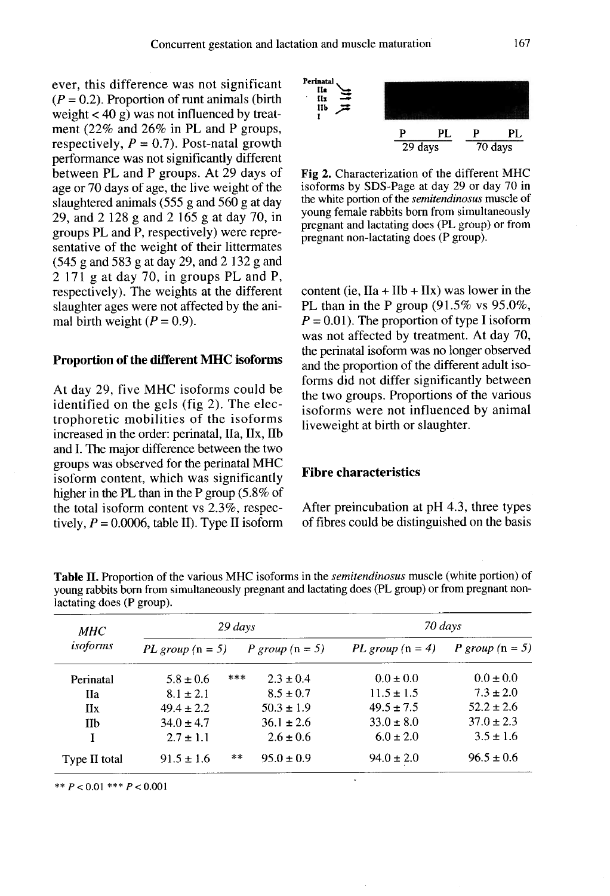ever, this difference was not significant ($P = 0.2$). Proportion of runt animals (birth weight < 40 g) was not influenced by treatment (22% and 26% in PL and P groups, respectively, $P = 0.7$). Post-natal growth performance was not significantly different between PL and P groups. At 29 days of age or 70 days of age, the live weight of the slaughtered animals (555 g and 560 g at day 29, and 2 128 g and 2 165 g at day 70, in groups PL and P, respectively) were representative of the weight of their littermates (545 g and 583 g at day 29, and 2 132 g and 2 171 g at day 70, in groups PL and P, respectively). The weights at the different slaughter ages were not affected by the animal birth weight ($P = 0.9$).

### Proportion of the different MHC isoforms

At day 29, five MHC isoforms could be identified on the gels (fig 2). The electrophoretic mobilities of the isoforms increased in the order: perinatal, IIa, IIx, IIb and I. The major difference between the two groups was observed for the perinatal MHC isoform content, which was significantly higher in the PL than in the P group (5.8% of the total isoform content vs 2.3%, respectively, $P = 0.0006$, table II). Type II isoform content (ie, IIa + IIb + IIx) was lower in the PL than in the P group (91.5% vs 95.0%, $P = 0.01$). The proportion of type I isoform was not affected by treatment. At day 70, the perinatal isoform was no longer observed and the proportion of the different adult isoforms did not differ significantly between the two groups. Proportions of the various isoforms were not influenced by animal liveweight at birth or slaughter.

Perinatal
IIa
IIx
IIb
I

P PL P PL
29 days 70 days

**Fig 2.** Characterization of the different MHC isoforms by SDS-Page at day 29 or day 70 in the white portion of the *semitendinosus* muscle of young female rabbits born from simultaneously pregnant and lactating does (PL group) or from pregnant non-lactating does (P group).

### Fibre characteristics

After preincubation at pH 4.3, three types of fibres could be distinguished on the basis

**Table II.** Proportion of the various MHC isoforms in the *semitendinosus* muscle (white portion) of young rabbits born from simultaneously pregnant and lactating does (PL group) or from pregnant non-lactating does (P group).

| *MHC isoforms* | *29 days* | | | *70 days* | |
|---|---|---|---|---|---|
| | *PL group* (n = 5) | | *P group* (n = 5) | *PL group* (n = 4) | *P group* (n = 5) |
| Perinatal | 5.8 ± 0.6 | *** | 2.3 ± 0.4 | 0.0 ± 0.0 | 0.0 ± 0.0 |
| IIa | 8.1 ± 2.1 | | 8.5 ± 0.7 | 11.5 ± 1.5 | 7.3 ± 2.0 |
| IIx | 49.4 ± 2.2 | | 50.3 ± 1.9 | 49.5 ± 7.5 | 52.2 ± 2.6 |
| IIb | 34.0 ± 4.7 | | 36.1 ± 2.6 | 33.0 ± 8.0 | 37.0 ± 2.3 |
| I | 2.7 ± 1.1 | | 2.6 ± 0.6 | 6.0 ± 2.0 | 3.5 ± 1.6 |
| Type II total | 91.5 ± 1.6 | ** | 95.0 ± 0.9 | 94.0 ± 2.0 | 96.5 ± 0.6 |

** $P < 0.01$ *** $P < 0.001$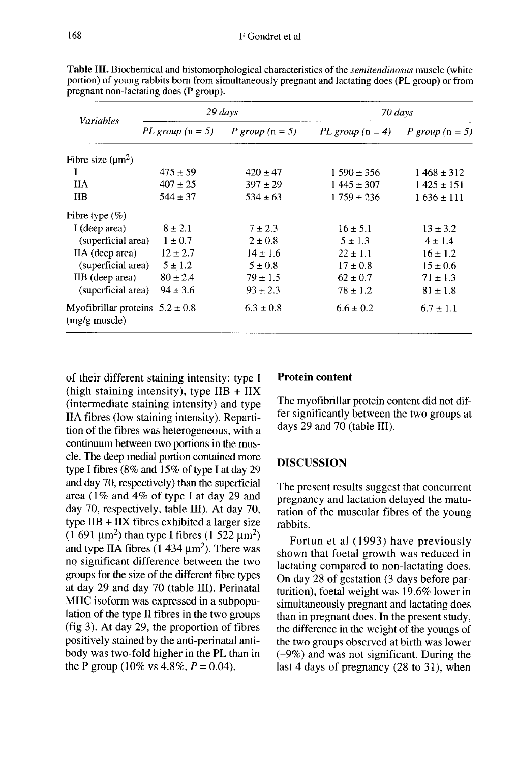**Table III.** Biochemical and histomorphological characteristics of the *semitendinosus* muscle (white portion) of young rabbits born from simultaneously pregnant and lactating does (PL group) or from pregnant non-lactating does (P group).

| *Variables* | *29 days* | | *70 days* | |
|---|---|---|---|---|
| | *PL group* (n = 5) | *P group* (n = 5) | *PL group* (n = 4) | *P group* (n = 5) |
| Fibre size ($\mu m^2$) | | | | |
| I | 475 ± 59 | 420 ± 47 | 1 590 ± 356 | 1 468 ± 312 |
| IIA | 407 ± 25 | 397 ± 29 | 1 445 ± 307 | 1 425 ± 151 |
| IIB | 544 ± 37 | 534 ± 63 | 1 759 ± 236 | 1 636 ± 111 |
| Fibre type (%) | | | | |
| I (deep area) | 8 ± 2.1 | 7 ± 2.3 | 16 ± 5.1 | 13 ± 3.2 |
| (superficial area) | 1 ± 0.7 | 2 ± 0.8 | 5 ± 1.3 | 4 ± 1.4 |
| IIA (deep area) | 12 ± 2.7 | 14 ± 1.6 | 22 ± 1.1 | 16 ± 1.2 |
| (superficial area) | 5 ± 1.2 | 5 ± 0.8 | 17 ± 0.8 | 15 ± 0.6 |
| IIB (deep area) | 80 ± 2.4 | 79 ± 1.5 | 62 ± 0.7 | 71 ± 1.3 |
| (superficial area) | 94 ± 3.6 | 93 ± 2.3 | 78 ± 1.2 | 81 ± 1.8 |
| Myofibrillar proteins (mg/g muscle) | 5.2 ± 0.8 | 6.3 ± 0.8 | 6.6 ± 0.2 | 6.7 ± 1.1 |

of their different staining intensity: type I (high staining intensity), type IIB + IIX (intermediate staining intensity) and type IIA fibres (low staining intensity). Repartition of the fibres was heterogeneous, with a continuum between two portions in the muscle. The deep medial portion contained more type I fibres (8% and 15% of type I at day 29 and day 70, respectively) than the superficial area (1% and 4% of type I at day 29 and day 70, respectively, table III). At day 70, type IIB + IIX fibres exhibited a larger size (1 691 $\mu m^2$) than type I fibres (1 522 $\mu m^2$) and type IIA fibres (1 434 $\mu m^2$). There was no significant difference between the two groups for the size of the different fibre types at day 29 and day 70 (table III). Perinatal MHC isoform was expressed in a subpopulation of the type II fibres in the two groups (fig 3). At day 29, the proportion of fibres positively stained by the anti-perinatal antibody was two-fold higher in the PL than in the P group (10% vs 4.8%, $P = 0.04$).

### Protein content

The myofibrillar protein content did not differ significantly between the two groups at days 29 and 70 (table III).

## DISCUSSION

The present results suggest that concurrent pregnancy and lactation delayed the maturation of the muscular fibres of the young rabbits.

Fortun et al (1993) have previously shown that foetal growth was reduced in lactating compared to non-lactating does. On day 28 of gestation (3 days before parturition), foetal weight was 19.6% lower in simultaneously pregnant and lactating does than in pregnant does. In the present study, the difference in the weight of the youngs of the two groups observed at birth was lower (−9%) and was not significant. During the last 4 days of pregnancy (28 to 31), when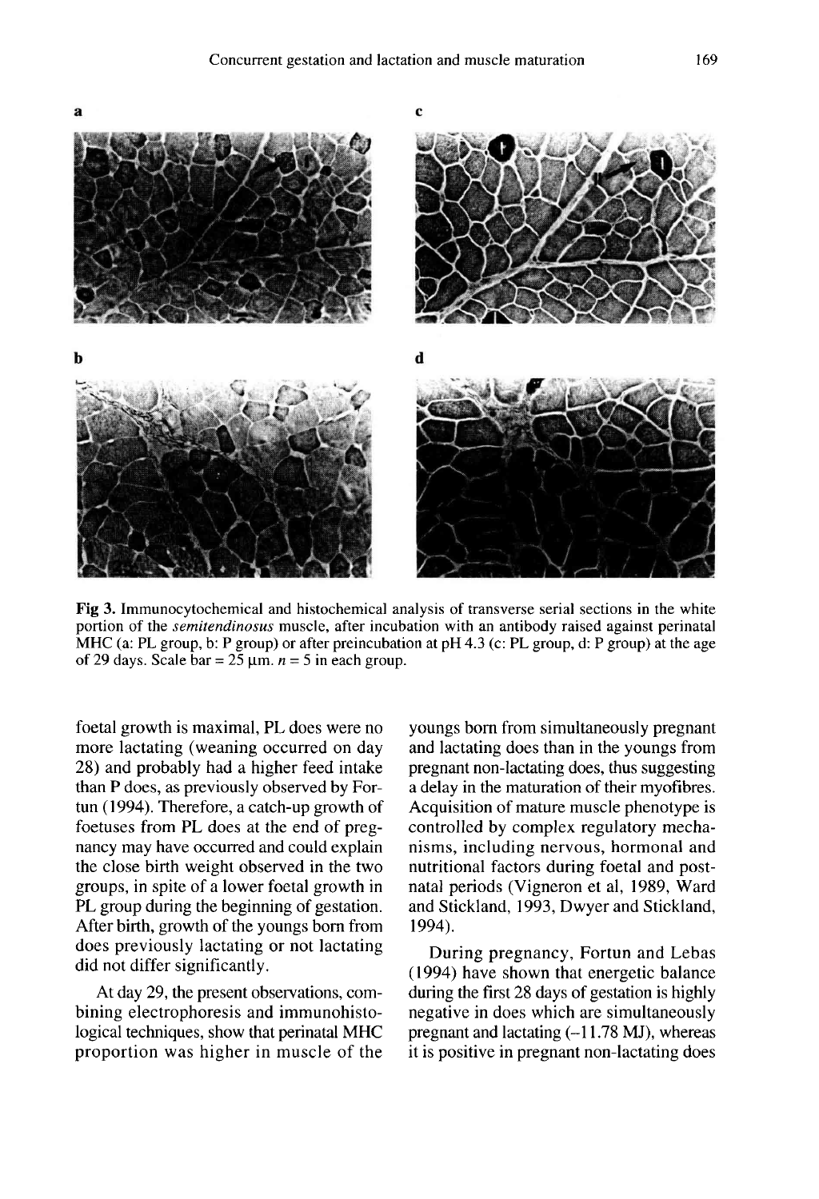**Fig 3.** Immunocytochemical and histochemical analysis of transverse serial sections in the white portion of the *semitendinosus* muscle, after incubation with an antibody raised against perinatal MHC (a: PL group, b: P group) or after preincubation at pH 4.3 (c: PL group, d: P group) at the age of 29 days. Scale bar = 25 μm. $n = 5$ in each group.

foetal growth is maximal, PL does were no more lactating (weaning occurred on day 28) and probably had a higher feed intake than P does, as previously observed by Fortun (1994). Therefore, a catch-up growth of foetuses from PL does at the end of pregnancy may have occurred and could explain the close birth weight observed in the two groups, in spite of a lower foetal growth in PL group during the beginning of gestation. After birth, growth of the youngs born from does previously lactating or not lactating did not differ significantly.

At day 29, the present observations, combining electrophoresis and immunohistological techniques, show that perinatal MHC proportion was higher in muscle of the youngs born from simultaneously pregnant and lactating does than in the youngs from pregnant non-lactating does, thus suggesting a delay in the maturation of their myofibres. Acquisition of mature muscle phenotype is controlled by complex regulatory mechanisms, including nervous, hormonal and nutritional factors during foetal and postnatal periods (Vigneron et al, 1989, Ward and Stickland, 1993, Dwyer and Stickland, 1994).

During pregnancy, Fortun and Lebas (1994) have shown that energetic balance during the first 28 days of gestation is highly negative in does which are simultaneously pregnant and lactating (–11.78 MJ), whereas it is positive in pregnant non-lactating does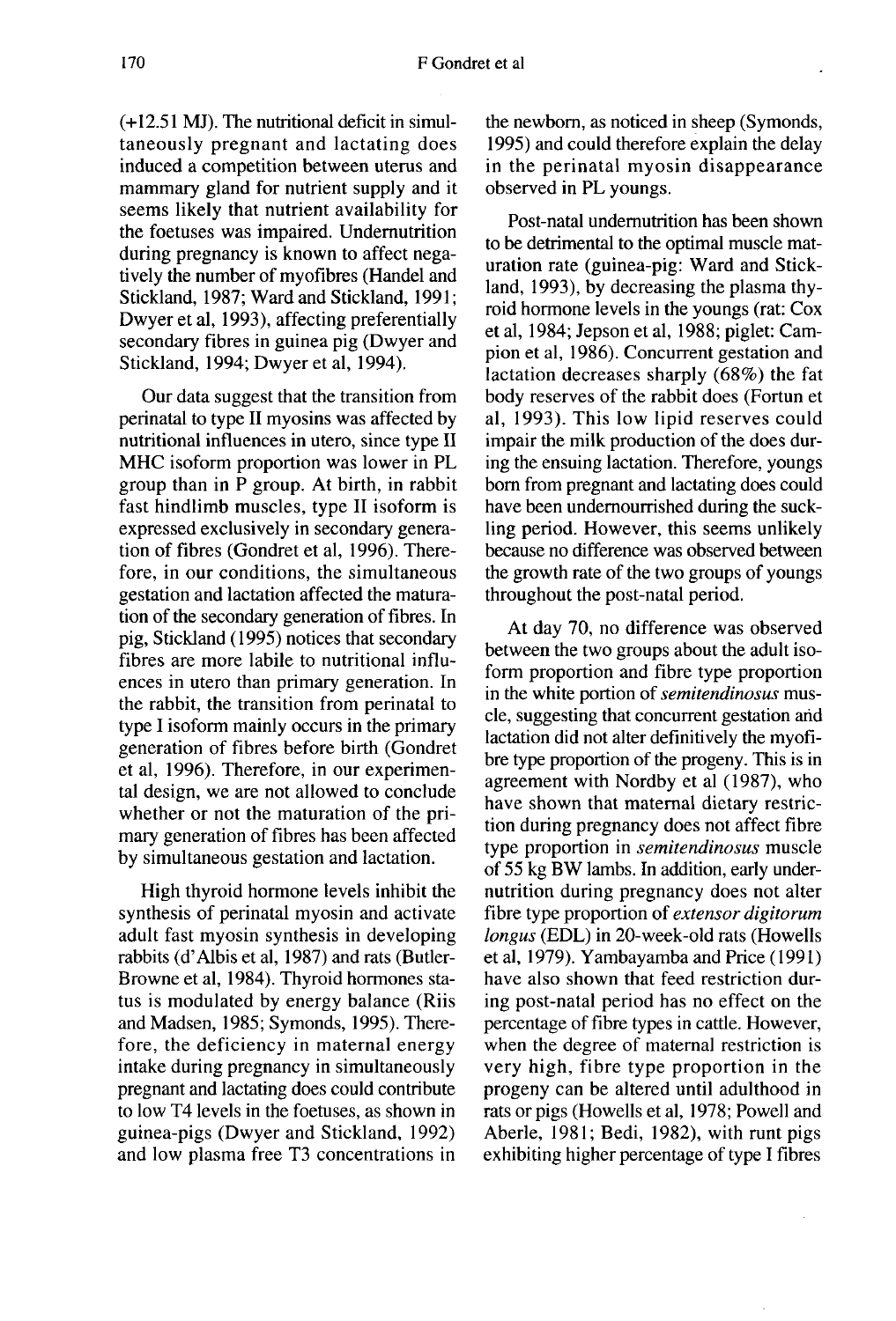(+12.51 MJ). The nutritional deficit in simultaneously pregnant and lactating does induced a competition between uterus and mammary gland for nutrient supply and it seems likely that nutrient availability for the foetuses was impaired. Undernutrition during pregnancy is known to affect negatively the number of myofibres (Handel and Stickland, 1987; Ward and Stickland, 1991; Dwyer et al, 1993), affecting preferentially secondary fibres in guinea pig (Dwyer and Stickland, 1994; Dwyer et al, 1994).

Our data suggest that the transition from perinatal to type II myosins was affected by nutritional influences in utero, since type II MHC isoform proportion was lower in PL group than in P group. At birth, in rabbit fast hindlimb muscles, type II isoform is expressed exclusively in secondary generation of fibres (Gondret et al, 1996). Therefore, in our conditions, the simultaneous gestation and lactation affected the maturation of the secondary generation of fibres. In pig, Stickland (1995) notices that secondary fibres are more labile to nutritional influences in utero than primary generation. In the rabbit, the transition from perinatal to type I isoform mainly occurs in the primary generation of fibres before birth (Gondret et al, 1996). Therefore, in our experimental design, we are not allowed to conclude whether or not the maturation of the primary generation of fibres has been affected by simultaneous gestation and lactation.

High thyroid hormone levels inhibit the synthesis of perinatal myosin and activate adult fast myosin synthesis in developing rabbits (d'Albis et al, 1987) and rats (Butler-Browne et al, 1984). Thyroid hormones status is modulated by energy balance (Riis and Madsen, 1985; Symonds, 1995). Therefore, the deficiency in maternal energy intake during pregnancy in simultaneously pregnant and lactating does could contribute to low T4 levels in the foetuses, as shown in guinea-pigs (Dwyer and Stickland, 1992) and low plasma free T3 concentrations in the newborn, as noticed in sheep (Symonds, 1995) and could therefore explain the delay in the perinatal myosin disappearance observed in PL youngs.

Post-natal undernutrition has been shown to be detrimental to the optimal muscle maturation rate (guinea-pig: Ward and Stickland, 1993), by decreasing the plasma thyroid hormone levels in the youngs (rat: Cox et al, 1984; Jepson et al, 1988; piglet: Campion et al, 1986). Concurrent gestation and lactation decreases sharply (68%) the fat body reserves of the rabbit does (Fortun et al, 1993). This low lipid reserves could impair the milk production of the does during the ensuing lactation. Therefore, youngs born from pregnant and lactating does could have been undernourished during the suckling period. However, this seems unlikely because no difference was observed between the growth rate of the two groups of youngs throughout the post-natal period.

At day 70, no difference was observed between the two groups about the adult isoform proportion and fibre type proportion in the white portion of *semitendinosus* muscle, suggesting that concurrent gestation and lactation did not alter definitively the myofibre type proportion of the progeny. This is in agreement with Nordby et al (1987), who have shown that maternal dietary restriction during pregnancy does not affect fibre type proportion in *semitendinosus* muscle of 55 kg BW lambs. In addition, early undernutrition during pregnancy does not alter fibre type proportion of *extensor digitorum longus* (EDL) in 20-week-old rats (Howells et al, 1979). Yambayamba and Price (1991) have also shown that feed restriction during post-natal period has no effect on the percentage of fibre types in cattle. However, when the degree of maternal restriction is very high, fibre type proportion in the progeny can be altered until adulthood in rats or pigs (Howells et al, 1978; Powell and Aberle, 1981; Bedi, 1982), with runt pigs exhibiting higher percentage of type I fibres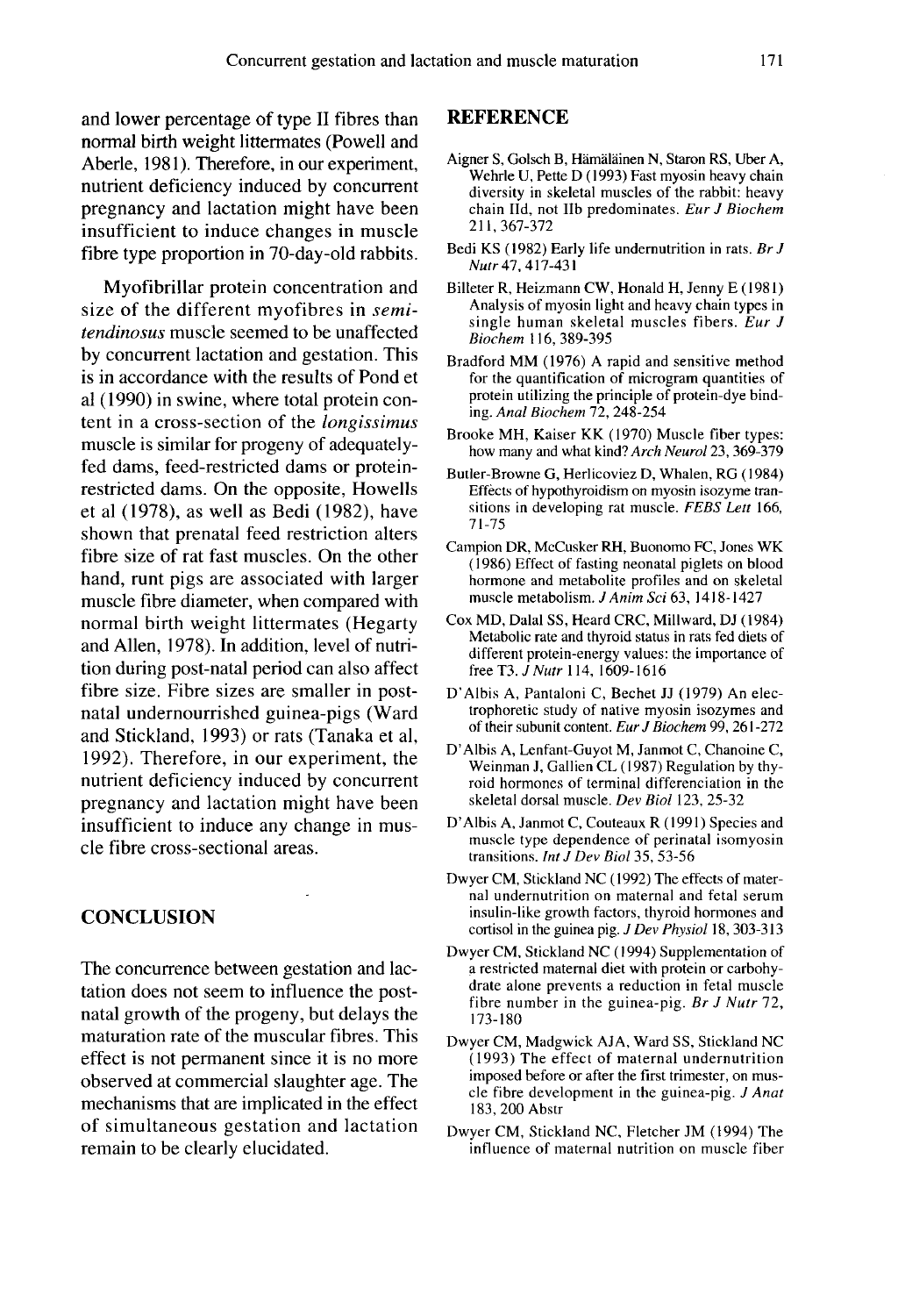and lower percentage of type II fibres than normal birth weight littermates (Powell and Aberle, 1981). Therefore, in our experiment, nutrient deficiency induced by concurrent pregnancy and lactation might have been insufficient to induce changes in muscle fibre type proportion in 70-day-old rabbits.

Myofibrillar protein concentration and size of the different myofibres in *semitendinosus* muscle seemed to be unaffected by concurrent lactation and gestation. This is in accordance with the results of Pond et al (1990) in swine, where total protein content in a cross-section of the *longissimus* muscle is similar for progeny of adequately-fed dams, feed-restricted dams or protein-restricted dams. On the opposite, Howells et al (1978), as well as Bedi (1982), have shown that prenatal feed restriction alters fibre size of rat fast muscles. On the other hand, runt pigs are associated with larger muscle fibre diameter, when compared with normal birth weight littermates (Hegarty and Allen, 1978). In addition, level of nutrition during post-natal period can also affect fibre size. Fibre sizes are smaller in post-natal undernourished guinea-pigs (Ward and Stickland, 1993) or rats (Tanaka et al, 1992). Therefore, in our experiment, the nutrient deficiency induced by concurrent pregnancy and lactation might have been insufficient to induce any change in muscle fibre cross-sectional areas.

## CONCLUSION

The concurrence between gestation and lactation does not seem to influence the post-natal growth of the progeny, but delays the maturation rate of the muscular fibres. This effect is not permanent since it is no more observed at commercial slaughter age. The mechanisms that are implicated in the effect of simultaneous gestation and lactation remain to be clearly elucidated.

## REFERENCE

Aigner S, Golsch B, Hämäläinen N, Staron RS, Uber A, Wehrle U, Pette D (1993) Fast myosin heavy chain diversity in skeletal muscles of the rabbit: heavy chain IId, not IIb predominates. *Eur J Biochem* 211, 367-372

Bedi KS (1982) Early life undernutrition in rats. *Br J Nutr* 47, 417-431

Billeter R, Heizmann CW, Honald H, Jenny E (1981) Analysis of myosin light and heavy chain types in single human skeletal muscles fibers. *Eur J Biochem* 116, 389-395

Bradford MM (1976) A rapid and sensitive method for the quantification of microgram quantities of protein utilizing the principle of protein-dye binding. *Anal Biochem* 72, 248-254

Brooke MH, Kaiser KK (1970) Muscle fiber types: how many and what kind? *Arch Neurol* 23, 369-379

Butler-Browne G, Herlicoviez D, Whalen, RG (1984) Effects of hypothyroidism on myosin isozyme transitions in developing rat muscle. *FEBS Lett* 166, 71-75

Campion DR, McCusker RH, Buonomo FC, Jones WK (1986) Effect of fasting neonatal piglets on blood hormone and metabolite profiles and on skeletal muscle metabolism. *J Anim Sci* 63, 1418-1427

Cox MD, Dalal SS, Heard CRC, Millward, DJ (1984) Metabolic rate and thyroid status in rats fed diets of different protein-energy values: the importance of free T3. *J Nutr* 114, 1609-1616

D'Albis A, Pantaloni C, Bechet JJ (1979) An electrophoretic study of native myosin isozymes and of their subunit content. *Eur J Biochem* 99, 261-272

D'Albis A, Lenfant-Guyot M, Janmot C, Chanoine C, Weinman J, Gallien CL (1987) Regulation by thyroid hormones of terminal differenciation in the skeletal dorsal muscle. *Dev Biol* 123, 25-32

D'Albis A, Janmot C, Couteaux R (1991) Species and muscle type dependence of perinatal isomyosin transitions. *Int J Dev Biol* 35, 53-56

Dwyer CM, Stickland NC (1992) The effects of maternal undernutrition on maternal and fetal serum insulin-like growth factors, thyroid hormones and cortisol in the guinea pig. *J Dev Physiol* 18, 303-313

Dwyer CM, Stickland NC (1994) Supplementation of a restricted maternal diet with protein or carbohydrate alone prevents a reduction in fetal muscle fibre number in the guinea-pig. *Br J Nutr* 72, 173-180

Dwyer CM, Madgwick AJA, Ward SS, Stickland NC (1993) The effect of maternal undernutrition imposed before or after the first trimester, on muscle fibre development in the guinea-pig. *J Anat* 183, 200 Abstr

Dwyer CM, Stickland NC, Fletcher JM (1994) The influence of maternal nutrition on muscle fiber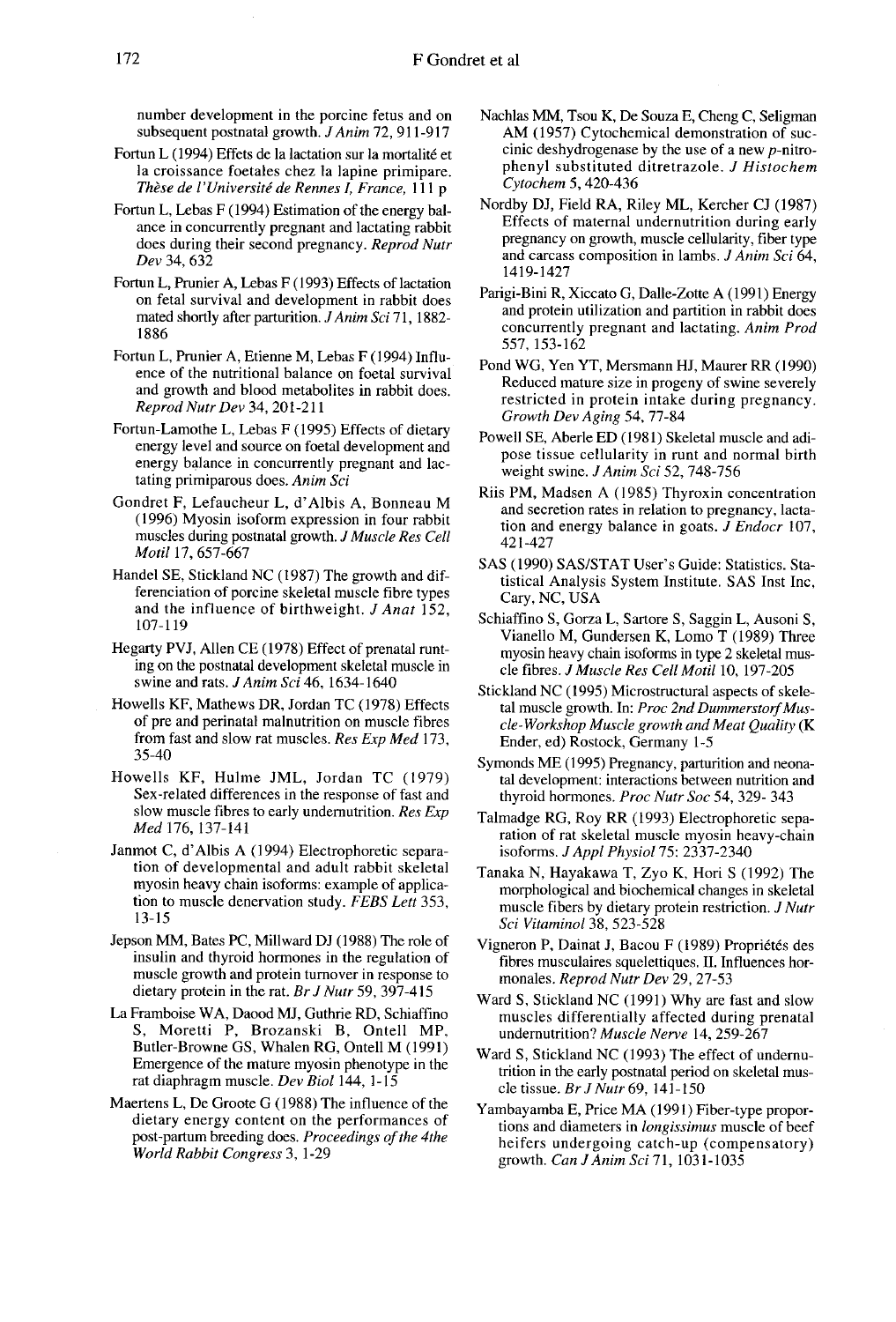number development in the porcine fetus and on subsequent postnatal growth. *J Anim* 72, 911-917

Fortun L (1994) Effets de la lactation sur la mortalité et la croissance foetales chez la lapine primipare. *Thèse de l'Université de Rennes I, France,* 111 p

Fortun L, Lebas F (1994) Estimation of the energy balance in concurrently pregnant and lactating rabbit does during their second pregnancy. *Reprod Nutr Dev* 34, 632

Fortun L, Prunier A, Lebas F (1993) Effects of lactation on fetal survival and development in rabbit does mated shortly after parturition. *J Anim Sci* 71, 1882-1886

Fortun L, Prunier A, Etienne M, Lebas F (1994) Influence of the nutritional balance on foetal survival and growth and blood metabolites in rabbit does. *Reprod Nutr Dev* 34, 201-211

Fortun-Lamothe L, Lebas F (1995) Effects of dietary energy level and source on foetal development and energy balance in concurrently pregnant and lactating primiparous does. *Anim Sci*

Gondret F, Lefaucheur L, d'Albis A, Bonneau M (1996) Myosin isoform expression in four rabbit muscles during postnatal growth. *J Muscle Res Cell Motil* 17, 657-667

Handel SE, Stickland NC (1987) The growth and differenciation of porcine skeletal muscle fibre types and the influence of birthweight. *J Anat* 152, 107-119

Hegarty PVJ, Allen CE (1978) Effect of prenatal runting on the postnatal development skeletal muscle in swine and rats. *J Anim Sci* 46, 1634-1640

Howells KF, Mathews DR, Jordan TC (1978) Effects of pre and perinatal malnutrition on muscle fibres from fast and slow rat muscles. *Res Exp Med* 173, 35-40

Howells KF, Hulme JML, Jordan TC (1979) Sex-related differences in the response of fast and slow muscle fibres to early undernutrition. *Res Exp Med* 176, 137-141

Janmot C, d'Albis A (1994) Electrophoretic separation of developmental and adult rabbit skeletal myosin heavy chain isoforms: example of application to muscle denervation study. *FEBS Lett* 353, 13-15

Jepson MM, Bates PC, Millward DJ (1988) The role of insulin and thyroid hormones in the regulation of muscle growth and protein turnover in response to dietary protein in the rat. *Br J Nutr* 59, 397-415

La Framboise WA, Daood MJ, Guthrie RD, Schiaffino S, Moretti P, Brozanski B, Ontell MP, Butler-Browne GS, Whalen RG, Ontell M (1991) Emergence of the mature myosin phenotype in the rat diaphragm muscle. *Dev Biol* 144, 1-15

Maertens L, De Groote G (1988) The influence of the dietary energy content on the performances of post-partum breeding does. *Proceedings of the 4the World Rabbit Congress* 3, 1-29

Nachlas MM, Tsou K, De Souza E, Cheng C, Seligman AM (1957) Cytochemical demonstration of succinic deshydrogenase by the use of a new *p*-nitrophenyl substituted ditretrazole. *J Histochem Cytochem* 5, 420-436

Nordby DJ, Field RA, Riley ML, Kercher CJ (1987) Effects of maternal undernutrition during early pregnancy on growth, muscle cellularity, fiber type and carcass composition in lambs. *J Anim Sci* 64, 1419-1427

Parigi-Bini R, Xiccato G, Dalle-Zotte A (1991) Energy and protein utilization and partition in rabbit does concurrently pregnant and lactating. *Anim Prod* 557, 153-162

Pond WG, Yen YT, Mersmann HJ, Maurer RR (1990) Reduced mature size in progeny of swine severely restricted in protein intake during pregnancy. *Growth Dev Aging* 54, 77-84

Powell SE, Aberle ED (1981) Skeletal muscle and adipose tissue cellularity in runt and normal birth weight swine. *J Anim Sci* 52, 748-756

Riis PM, Madsen A (1985) Thyroxin concentration and secretion rates in relation to pregnancy, lactation and energy balance in goats. *J Endocr* 107, 421-427

SAS (1990) SAS/STAT User's Guide: Statistics. Statistical Analysis System Institute. SAS Inst Inc, Cary, NC, USA

Schiaffino S, Gorza L, Sartore S, Saggin L, Ausoni S, Vianello M, Gundersen K, Lomo T (1989) Three myosin heavy chain isoforms in type 2 skeletal muscle fibres. *J Muscle Res Cell Motil* 10, 197-205

Stickland NC (1995) Microstructural aspects of skeletal muscle growth. In: *Proc 2nd Dummerstorf Muscle-Workshop Muscle growth and Meat Quality* (K Ender, ed) Rostock, Germany 1-5

Symonds ME (1995) Pregnancy, parturition and neonatal development: interactions between nutrition and thyroid hormones. *Proc Nutr Soc* 54, 329-343

Talmadge RG, Roy RR (1993) Electrophoretic separation of rat skeletal muscle myosin heavy-chain isoforms. *J Appl Physiol* 75: 2337-2340

Tanaka N, Hayakawa T, Zyo K, Hori S (1992) The morphological and biochemical changes in skeletal muscle fibers by dietary protein restriction. *J Nutr Sci Vitaminol* 38, 523-528

Vigneron P, Dainat J, Bacou F (1989) Propriétés des fibres musculaires squelettiques. II. Influences hormonales. *Reprod Nutr Dev* 29, 27-53

Ward S, Stickland NC (1991) Why are fast and slow muscles differentially affected during prenatal undernutrition? *Muscle Nerve* 14, 259-267

Ward S, Stickland NC (1993) The effect of undernutrition in the early postnatal period on skeletal muscle tissue. *Br J Nutr* 69, 141-150

Yambayamba E, Price MA (1991) Fiber-type proportions and diameters in *longissimus* muscle of beef heifers undergoing catch-up (compensatory) growth. *Can J Anim Sci* 71, 1031-1035